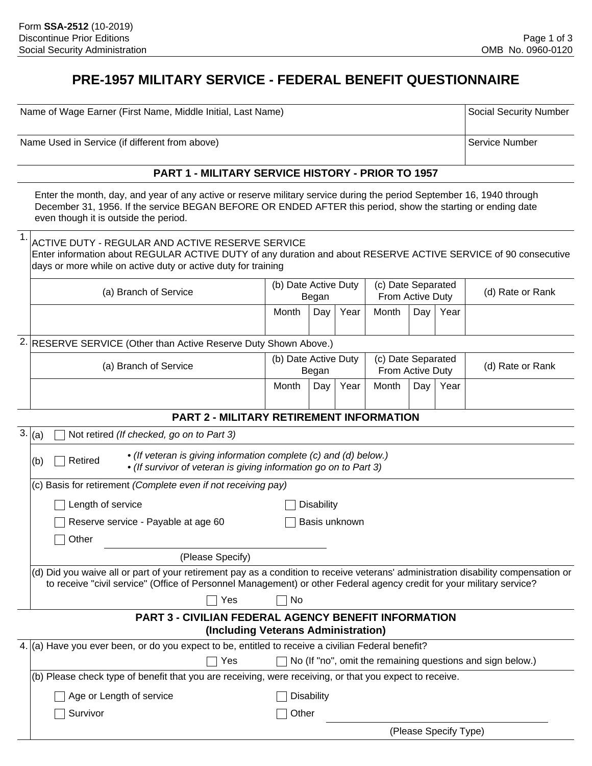Form **SSA-2512** (10-2019)
Discontinue Prior Editions
Social Security Administration

OMB No. 0960-0120

# PRE-1957 MILITARY SERVICE - FEDERAL BENEFIT QUESTIONNAIRE

| Name of Wage Earner (First Name, Middle Initial, Last Name) | Social Security Number |
|---|---|
| | |
| Name Used in Service (if different from above) | Service Number |
| | |

## PART 1 - MILITARY SERVICE HISTORY - PRIOR TO 1957

Enter the month, day, and year of any active or reserve military service during the period September 16, 1940 through December 31, 1956. If the service BEGAN BEFORE OR ENDED AFTER this period, show the starting or ending date even though it is outside the period.

1. ACTIVE DUTY - REGULAR AND ACTIVE RESERVE SERVICE
Enter information about REGULAR ACTIVE DUTY of any duration and about RESERVE ACTIVE SERVICE of 90 consecutive days or more while on active duty or active duty for training

| (a) Branch of Service | (b) Date Active Duty Began | | | (c) Date Separated From Active Duty | | | (d) Rate or Rank |
|---|---|---|---|---|---|---|---|
| | Month | Day | Year | Month | Day | Year | |
| | | | | | | | |

2. RESERVE SERVICE (Other than Active Reserve Duty Shown Above.)

| (a) Branch of Service | (b) Date Active Duty Began | | | (c) Date Separated From Active Duty | | | (d) Rate or Rank |
|---|---|---|---|---|---|---|---|
| | Month | Day | Year | Month | Day | Year | |
| | | | | | | | |

## PART 2 - MILITARY RETIREMENT INFORMATION

3. (a) ☐ Not retired *(If checked, go on to Part 3)*

(b) ☐ Retired
- *(If veteran is giving information complete (c) and (d) below.)*
- *(If survivor of veteran is giving information go on to Part 3)*

(c) Basis for retirement *(Complete even if not receiving pay)*

☐ Length of service ☐ Disability

☐ Reserve service - Payable at age 60 ☐ Basis unknown

☐ Other ______________________
(Please Specify)

(d) Did you waive all or part of your retirement pay as a condition to receive veterans' administration disability compensation or to receive "civil service" (Office of Personnel Management) or other Federal agency credit for your military service?

☐ Yes ☐ No

## PART 3 - CIVILIAN FEDERAL AGENCY BENEFIT INFORMATION (Including Veterans Administration)

4. (a) Have you ever been, or do you expect to be, entitled to receive a civilian Federal benefit?

☐ Yes ☐ No (If "no", omit the remaining questions and sign below.)

(b) Please check type of benefit that you are receiving, were receiving, or that you expect to receive.

☐ Age or Length of service ☐ Disability

☐ Survivor ☐ Other ______________________
(Please Specify Type)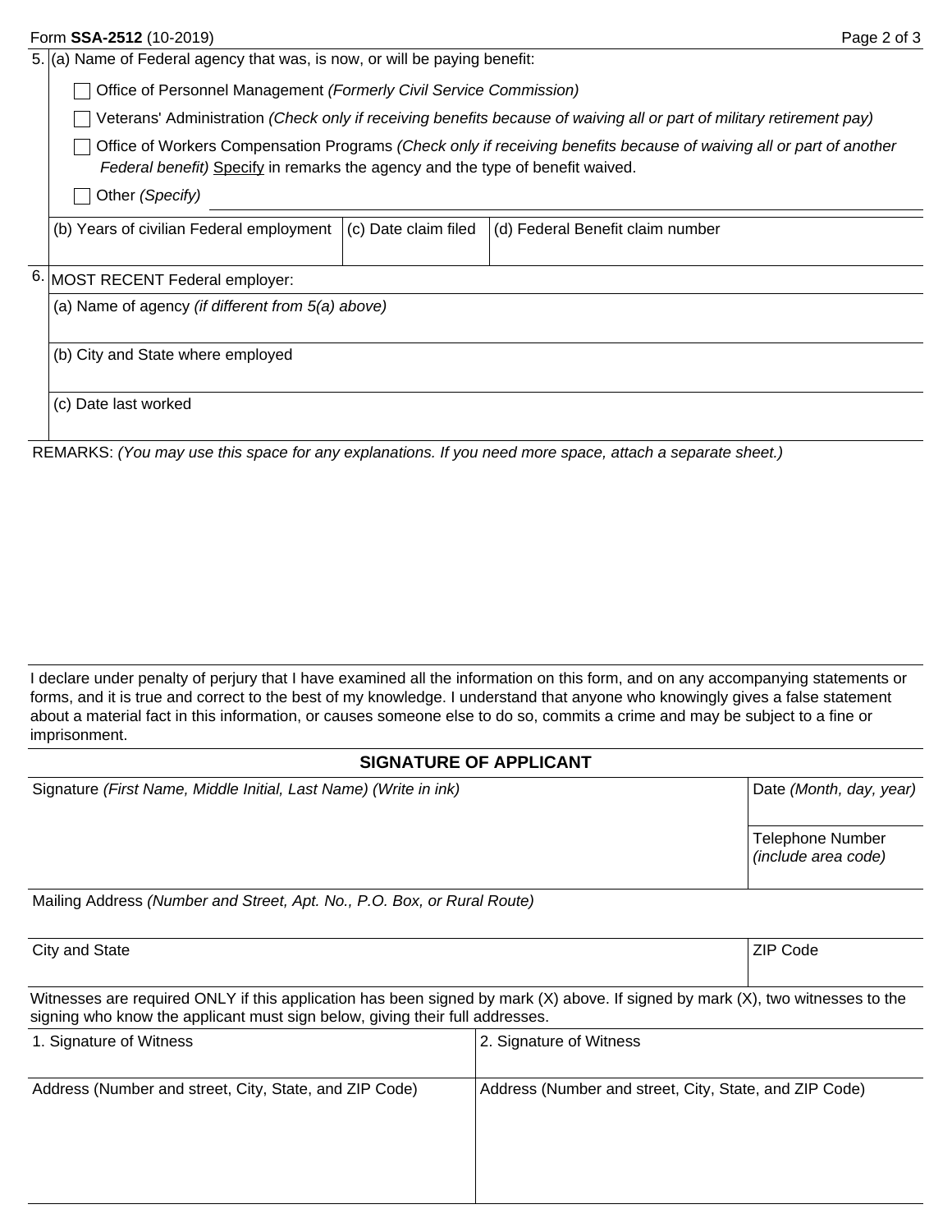5. (a) Name of Federal agency that was, is now, or will be paying benefit:

- ☐ Office of Personnel Management *(Formerly Civil Service Commission)*
- ☐ Veterans' Administration *(Check only if receiving benefits because of waiving all or part of military retirement pay)*
- ☐ Office of Workers Compensation Programs *(Check only if receiving benefits because of waiving all or part of another Federal benefit)* Specify in remarks the agency and the type of benefit waived.
- ☐ Other *(Specify)* ____________________

| (b) Years of civilian Federal employment | (c) Date claim filed | (d) Federal Benefit claim number |
| --- | --- | --- |
| | | |

6. MOST RECENT Federal employer:

(a) Name of agency *(if different from 5(a) above)*

(b) City and State where employed

(c) Date last worked

REMARKS: *(You may use this space for any explanations. If you need more space, attach a separate sheet.)*

I declare under penalty of perjury that I have examined all the information on this form, and on any accompanying statements or forms, and it is true and correct to the best of my knowledge. I understand that anyone who knowingly gives a false statement about a material fact in this information, or causes someone else to do so, commits a crime and may be subject to a fine or imprisonment.

## SIGNATURE OF APPLICANT

| Signature *(First Name, Middle Initial, Last Name) (Write in ink)* | Date *(Month, day, year)* |
| --- | --- |
| | Telephone Number *(include area code)* |

Mailing Address *(Number and Street, Apt. No., P.O. Box, or Rural Route)*

| City and State | ZIP Code |
| --- | --- |
| | |

Witnesses are required ONLY if this application has been signed by mark (X) above. If signed by mark (X), two witnesses to the signing who know the applicant must sign below, giving their full addresses.

| 1. Signature of Witness | 2. Signature of Witness |
| --- | --- |
| Address (Number and street, City, State, and ZIP Code) | Address (Number and street, City, State, and ZIP Code) |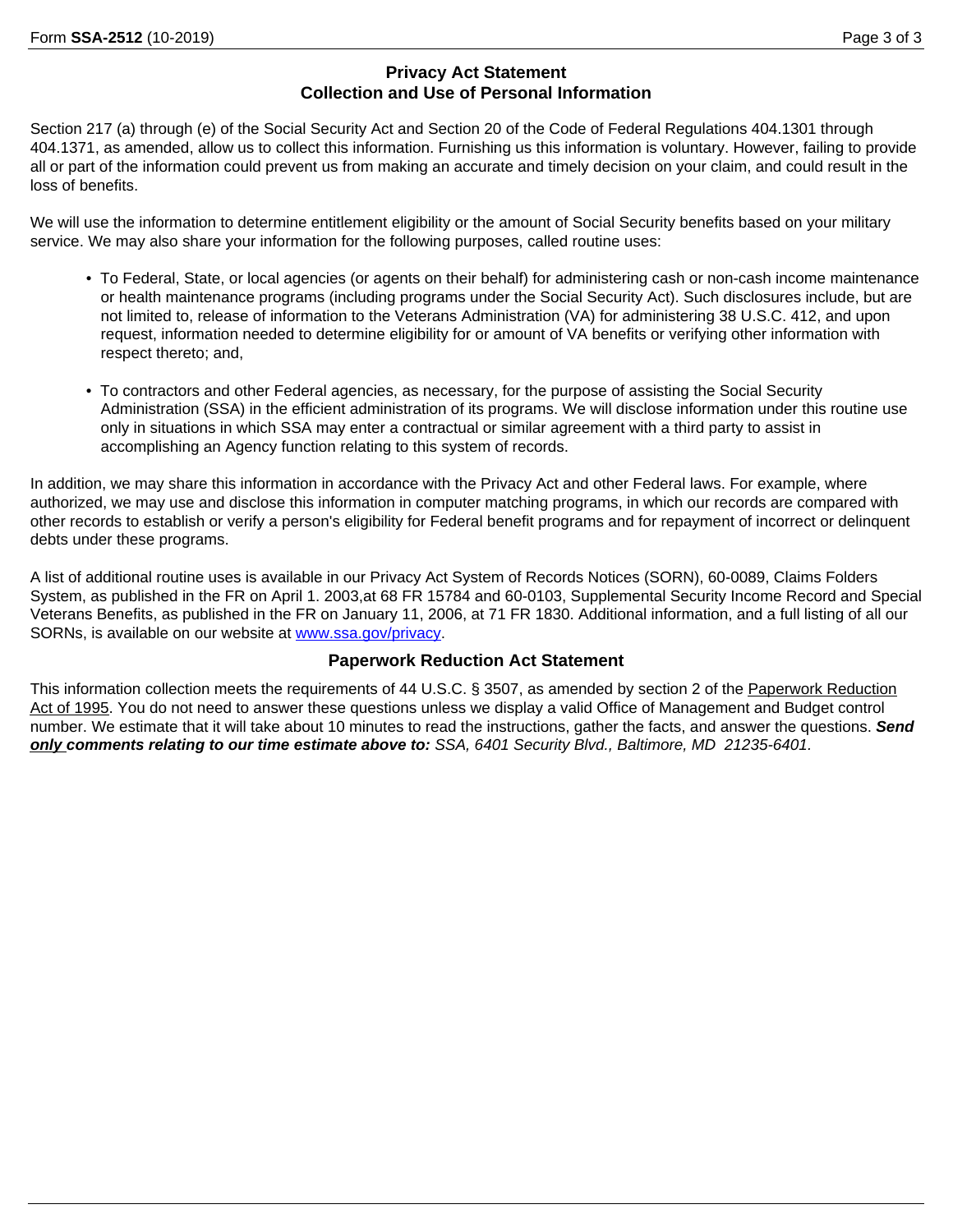## Privacy Act Statement
## Collection and Use of Personal Information

Section 217 (a) through (e) of the Social Security Act and Section 20 of the Code of Federal Regulations 404.1301 through 404.1371, as amended, allow us to collect this information. Furnishing us this information is voluntary. However, failing to provide all or part of the information could prevent us from making an accurate and timely decision on your claim, and could result in the loss of benefits.

We will use the information to determine entitlement eligibility or the amount of Social Security benefits based on your military service. We may also share your information for the following purposes, called routine uses:

- To Federal, State, or local agencies (or agents on their behalf) for administering cash or non-cash income maintenance or health maintenance programs (including programs under the Social Security Act). Such disclosures include, but are not limited to, release of information to the Veterans Administration (VA) for administering 38 U.S.C. 412, and upon request, information needed to determine eligibility for or amount of VA benefits or verifying other information with respect thereto; and,

- To contractors and other Federal agencies, as necessary, for the purpose of assisting the Social Security Administration (SSA) in the efficient administration of its programs. We will disclose information under this routine use only in situations in which SSA may enter a contractual or similar agreement with a third party to assist in accomplishing an Agency function relating to this system of records.

In addition, we may share this information in accordance with the Privacy Act and other Federal laws. For example, where authorized, we may use and disclose this information in computer matching programs, in which our records are compared with other records to establish or verify a person's eligibility for Federal benefit programs and for repayment of incorrect or delinquent debts under these programs.

A list of additional routine uses is available in our Privacy Act System of Records Notices (SORN), 60-0089, Claims Folders System, as published in the FR on April 1. 2003,at 68 FR 15784 and 60-0103, Supplemental Security Income Record and Special Veterans Benefits, as published in the FR on January 11, 2006, at 71 FR 1830. Additional information, and a full listing of all our SORNs, is available on our website at [www.ssa.gov/privacy](www.ssa.gov/privacy).

## Paperwork Reduction Act Statement

This information collection meets the requirements of 44 U.S.C. § 3507, as amended by section 2 of the Paperwork Reduction Act of 1995. You do not need to answer these questions unless we display a valid Office of Management and Budget control number. We estimate that it will take about 10 minutes to read the instructions, gather the facts, and answer the questions. ***Send only comments relating to our time estimate above to:*** *SSA, 6401 Security Blvd., Baltimore, MD 21235-6401.*